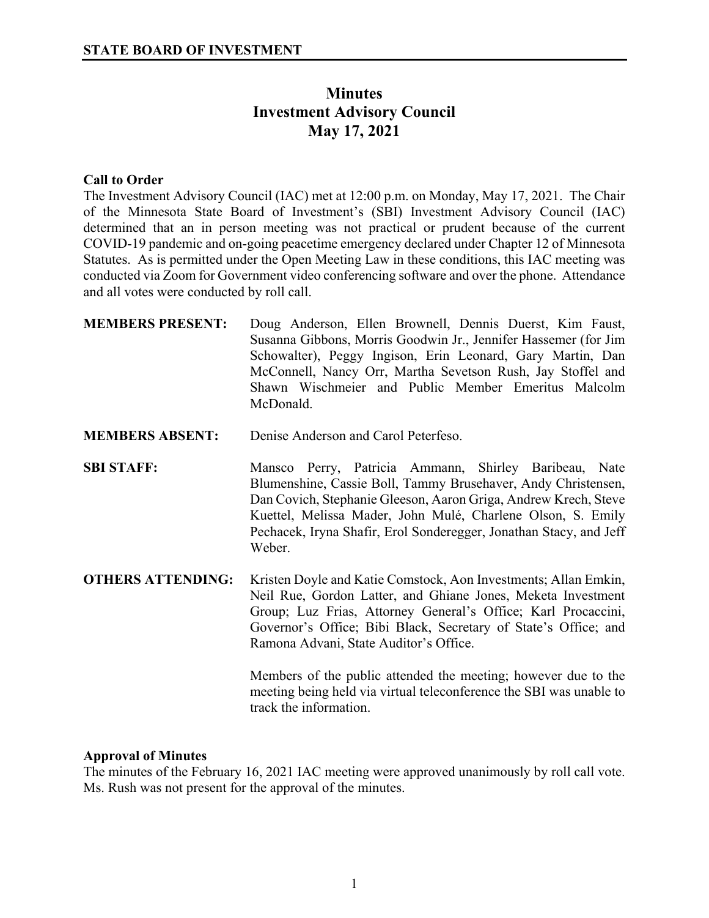**STATE BOARD OF INVESTMENT**

# Minutes
# Investment Advisory Council
# May 17, 2021

### Call to Order

The Investment Advisory Council (IAC) met at 12:00 p.m. on Monday, May 17, 2021. The Chair of the Minnesota State Board of Investment's (SBI) Investment Advisory Council (IAC) determined that an in person meeting was not practical or prudent because of the current COVID-19 pandemic and on-going peacetime emergency declared under Chapter 12 of Minnesota Statutes. As is permitted under the Open Meeting Law in these conditions, this IAC meeting was conducted via Zoom for Government video conferencing software and over the phone. Attendance and all votes were conducted by roll call.

**MEMBERS PRESENT:** Doug Anderson, Ellen Brownell, Dennis Duerst, Kim Faust, Susanna Gibbons, Morris Goodwin Jr., Jennifer Hassemer (for Jim Schowalter), Peggy Ingison, Erin Leonard, Gary Martin, Dan McConnell, Nancy Orr, Martha Sevetson Rush, Jay Stoffel and Shawn Wischmeier and Public Member Emeritus Malcolm McDonald.

**MEMBERS ABSENT:** Denise Anderson and Carol Peterfeso.

**SBI STAFF:** Mansco Perry, Patricia Ammann, Shirley Baribeau, Nate Blumenshine, Cassie Boll, Tammy Brusehaver, Andy Christensen, Dan Covich, Stephanie Gleeson, Aaron Griga, Andrew Krech, Steve Kuettel, Melissa Mader, John Mulé, Charlene Olson, S. Emily Pechacek, Iryna Shafir, Erol Sonderegger, Jonathan Stacy, and Jeff Weber.

**OTHERS ATTENDING:** Kristen Doyle and Katie Comstock, Aon Investments; Allan Emkin, Neil Rue, Gordon Latter, and Ghiane Jones, Meketa Investment Group; Luz Frias, Attorney General's Office; Karl Procaccini, Governor's Office; Bibi Black, Secretary of State's Office; and Ramona Advani, State Auditor's Office.

Members of the public attended the meeting; however due to the meeting being held via virtual teleconference the SBI was unable to track the information.

### Approval of Minutes

The minutes of the February 16, 2021 IAC meeting were approved unanimously by roll call vote. Ms. Rush was not present for the approval of the minutes.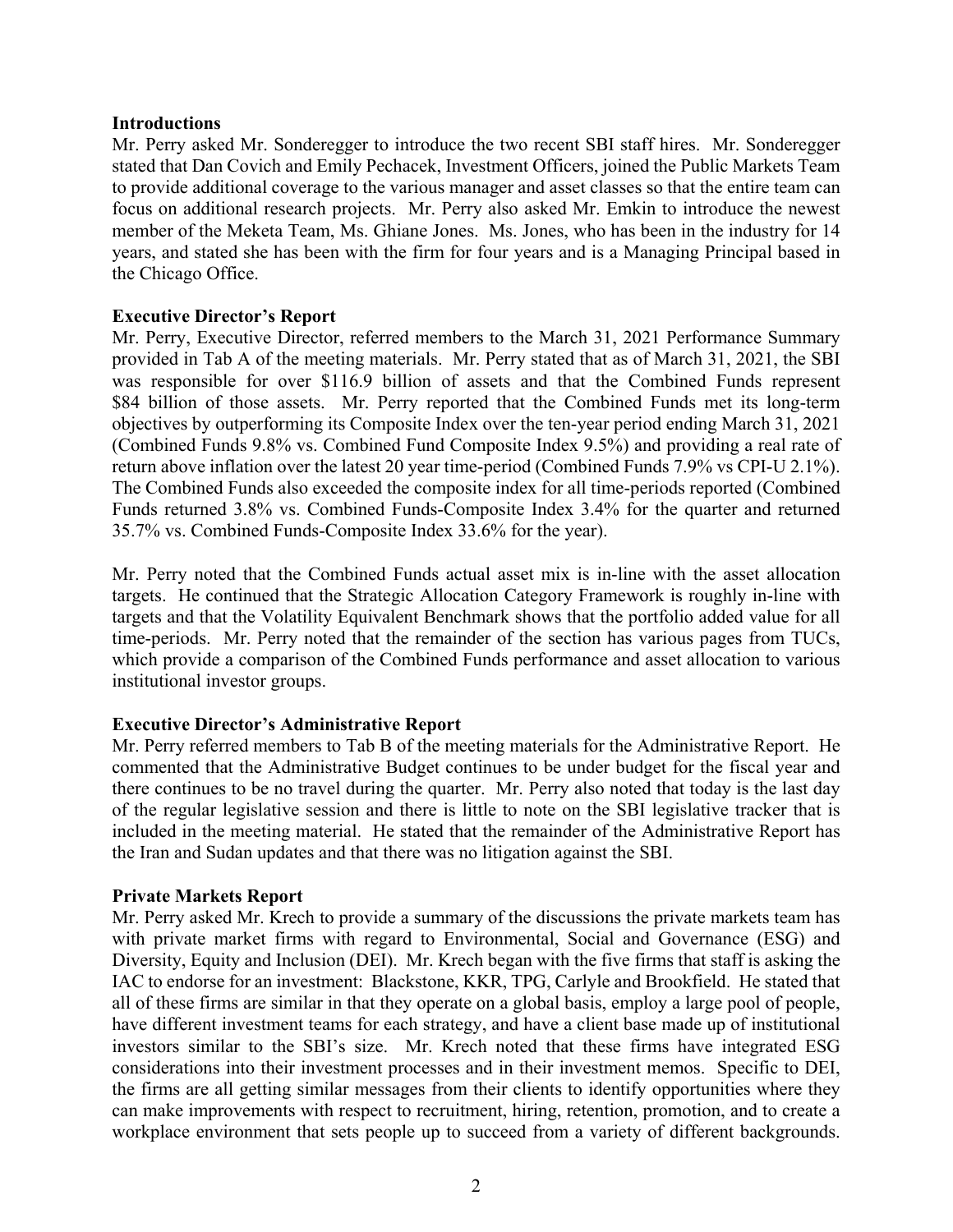**Introductions**

Mr. Perry asked Mr. Sonderegger to introduce the two recent SBI staff hires. Mr. Sonderegger stated that Dan Covich and Emily Pechacek, Investment Officers, joined the Public Markets Team to provide additional coverage to the various manager and asset classes so that the entire team can focus on additional research projects. Mr. Perry also asked Mr. Emkin to introduce the newest member of the Meketa Team, Ms. Ghiane Jones. Ms. Jones, who has been in the industry for 14 years, and stated she has been with the firm for four years and is a Managing Principal based in the Chicago Office.

**Executive Director's Report**

Mr. Perry, Executive Director, referred members to the March 31, 2021 Performance Summary provided in Tab A of the meeting materials. Mr. Perry stated that as of March 31, 2021, the SBI was responsible for over $116.9 billion of assets and that the Combined Funds represent $84 billion of those assets. Mr. Perry reported that the Combined Funds met its long-term objectives by outperforming its Composite Index over the ten-year period ending March 31, 2021 (Combined Funds 9.8% vs. Combined Fund Composite Index 9.5%) and providing a real rate of return above inflation over the latest 20 year time-period (Combined Funds 7.9% vs CPI-U 2.1%). The Combined Funds also exceeded the composite index for all time-periods reported (Combined Funds returned 3.8% vs. Combined Funds-Composite Index 3.4% for the quarter and returned 35.7% vs. Combined Funds-Composite Index 33.6% for the year).

Mr. Perry noted that the Combined Funds actual asset mix is in-line with the asset allocation targets. He continued that the Strategic Allocation Category Framework is roughly in-line with targets and that the Volatility Equivalent Benchmark shows that the portfolio added value for all time-periods. Mr. Perry noted that the remainder of the section has various pages from TUCs, which provide a comparison of the Combined Funds performance and asset allocation to various institutional investor groups.

**Executive Director's Administrative Report**

Mr. Perry referred members to Tab B of the meeting materials for the Administrative Report. He commented that the Administrative Budget continues to be under budget for the fiscal year and there continues to be no travel during the quarter. Mr. Perry also noted that today is the last day of the regular legislative session and there is little to note on the SBI legislative tracker that is included in the meeting material. He stated that the remainder of the Administrative Report has the Iran and Sudan updates and that there was no litigation against the SBI.

**Private Markets Report**

Mr. Perry asked Mr. Krech to provide a summary of the discussions the private markets team has with private market firms with regard to Environmental, Social and Governance (ESG) and Diversity, Equity and Inclusion (DEI). Mr. Krech began with the five firms that staff is asking the IAC to endorse for an investment: Blackstone, KKR, TPG, Carlyle and Brookfield. He stated that all of these firms are similar in that they operate on a global basis, employ a large pool of people, have different investment teams for each strategy, and have a client base made up of institutional investors similar to the SBI's size. Mr. Krech noted that these firms have integrated ESG considerations into their investment processes and in their investment memos. Specific to DEI, the firms are all getting similar messages from their clients to identify opportunities where they can make improvements with respect to recruitment, hiring, retention, promotion, and to create a workplace environment that sets people up to succeed from a variety of different backgrounds.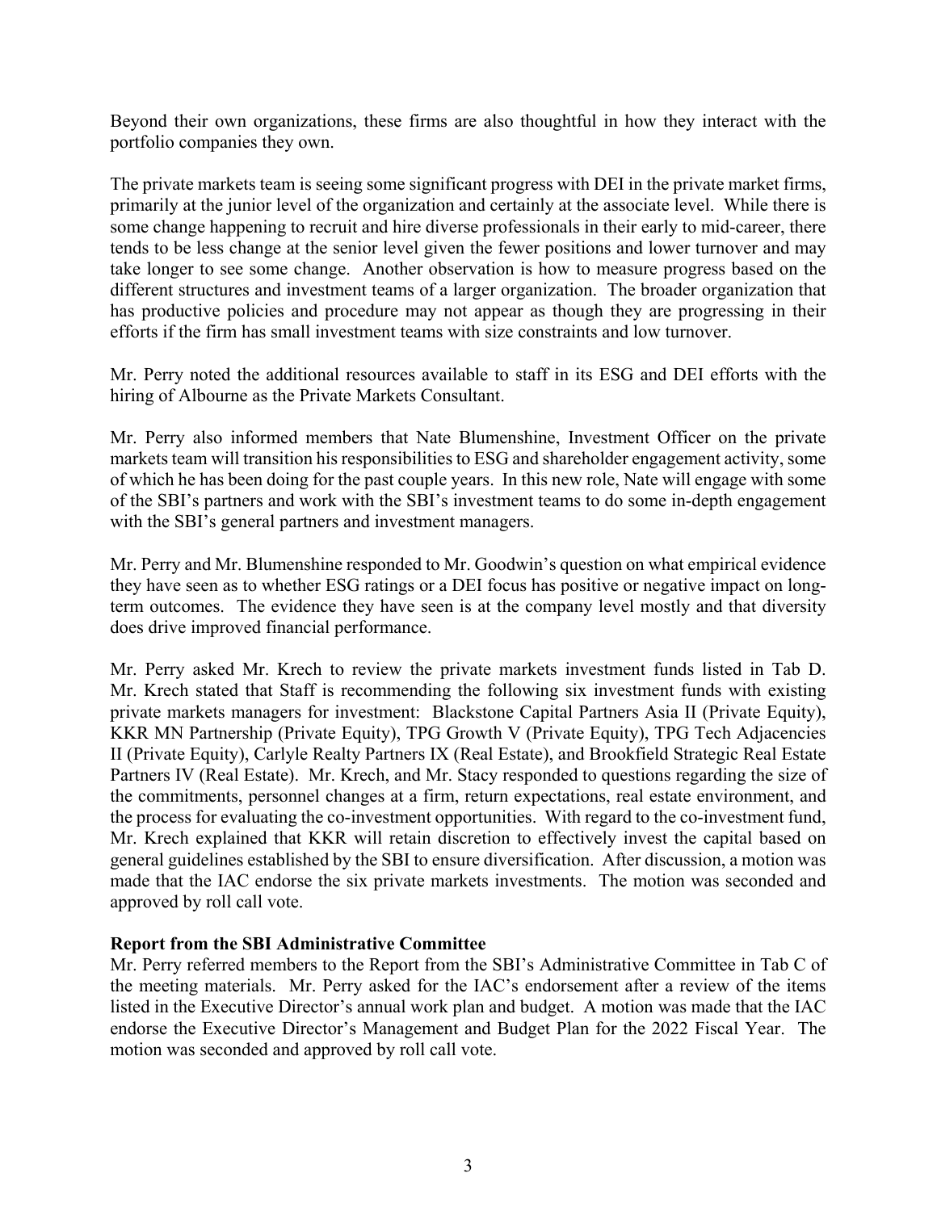Beyond their own organizations, these firms are also thoughtful in how they interact with the portfolio companies they own.

The private markets team is seeing some significant progress with DEI in the private market firms, primarily at the junior level of the organization and certainly at the associate level. While there is some change happening to recruit and hire diverse professionals in their early to mid-career, there tends to be less change at the senior level given the fewer positions and lower turnover and may take longer to see some change. Another observation is how to measure progress based on the different structures and investment teams of a larger organization. The broader organization that has productive policies and procedure may not appear as though they are progressing in their efforts if the firm has small investment teams with size constraints and low turnover.

Mr. Perry noted the additional resources available to staff in its ESG and DEI efforts with the hiring of Albourne as the Private Markets Consultant.

Mr. Perry also informed members that Nate Blumenshine, Investment Officer on the private markets team will transition his responsibilities to ESG and shareholder engagement activity, some of which he has been doing for the past couple years. In this new role, Nate will engage with some of the SBI's partners and work with the SBI's investment teams to do some in-depth engagement with the SBI's general partners and investment managers.

Mr. Perry and Mr. Blumenshine responded to Mr. Goodwin's question on what empirical evidence they have seen as to whether ESG ratings or a DEI focus has positive or negative impact on long-term outcomes. The evidence they have seen is at the company level mostly and that diversity does drive improved financial performance.

Mr. Perry asked Mr. Krech to review the private markets investment funds listed in Tab D. Mr. Krech stated that Staff is recommending the following six investment funds with existing private markets managers for investment: Blackstone Capital Partners Asia II (Private Equity), KKR MN Partnership (Private Equity), TPG Growth V (Private Equity), TPG Tech Adjacencies II (Private Equity), Carlyle Realty Partners IX (Real Estate), and Brookfield Strategic Real Estate Partners IV (Real Estate). Mr. Krech, and Mr. Stacy responded to questions regarding the size of the commitments, personnel changes at a firm, return expectations, real estate environment, and the process for evaluating the co-investment opportunities. With regard to the co-investment fund, Mr. Krech explained that KKR will retain discretion to effectively invest the capital based on general guidelines established by the SBI to ensure diversification. After discussion, a motion was made that the IAC endorse the six private markets investments. The motion was seconded and approved by roll call vote.

**Report from the SBI Administrative Committee**

Mr. Perry referred members to the Report from the SBI's Administrative Committee in Tab C of the meeting materials. Mr. Perry asked for the IAC's endorsement after a review of the items listed in the Executive Director's annual work plan and budget. A motion was made that the IAC endorse the Executive Director's Management and Budget Plan for the 2022 Fiscal Year. The motion was seconded and approved by roll call vote.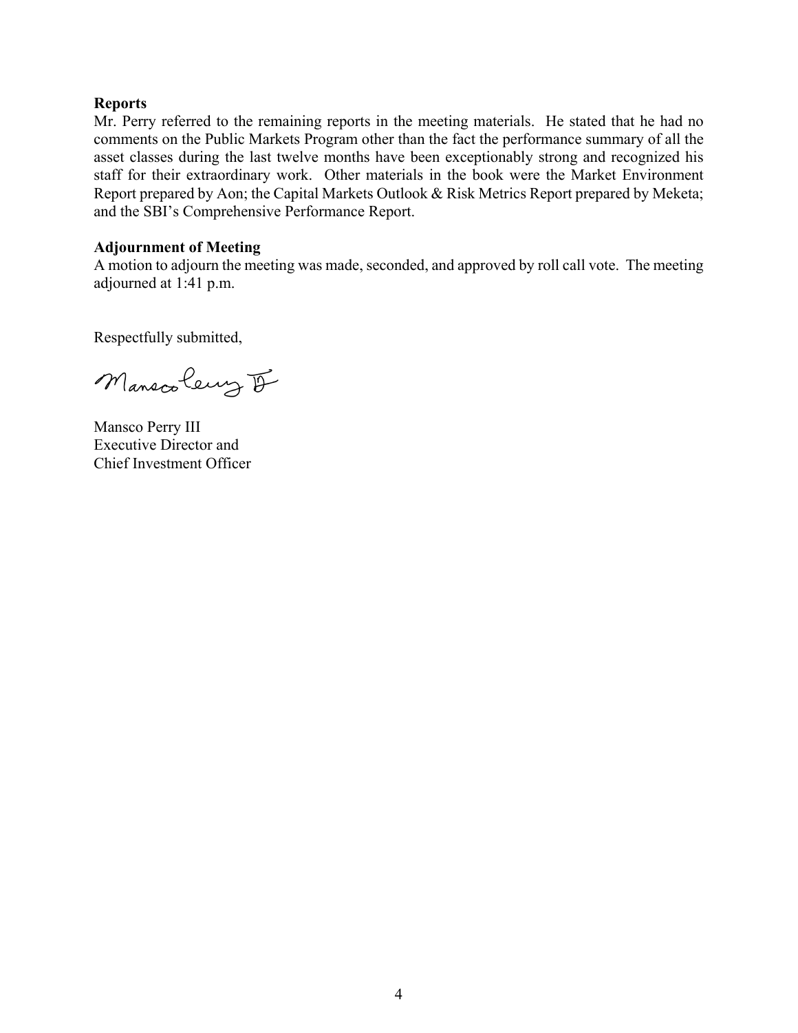**Reports**

Mr. Perry referred to the remaining reports in the meeting materials. He stated that he had no comments on the Public Markets Program other than the fact the performance summary of all the asset classes during the last twelve months have been exceptionally strong and recognized his staff for their extraordinary work. Other materials in the book were the Market Environment Report prepared by Aon; the Capital Markets Outlook & Risk Metrics Report prepared by Meketa; and the SBI's Comprehensive Performance Report.

**Adjournment of Meeting**

A motion to adjourn the meeting was made, seconded, and approved by roll call vote. The meeting adjourned at 1:41 p.m.

Respectfully submitted,

Mansco Perry III
Executive Director and
Chief Investment Officer